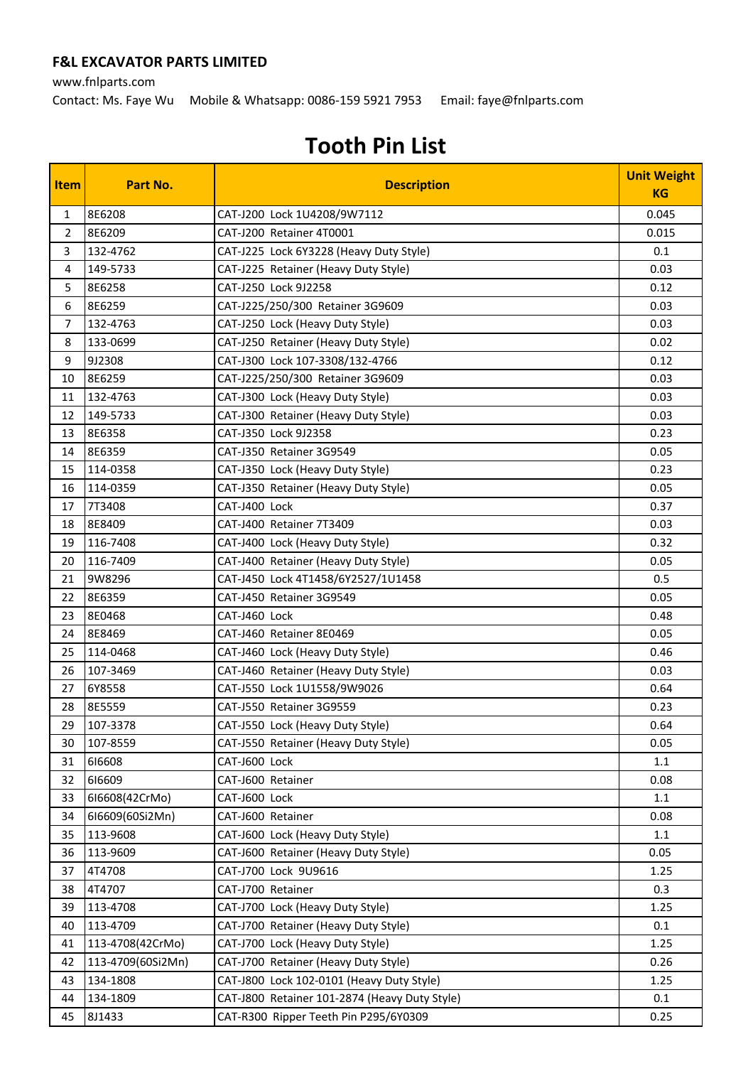**F&L EXCAVATOR PARTS LIMITED**

www.fnlparts.com

Contact: Ms. Faye Wu    Mobile & Whatsapp: 0086-159 5921 7953    Email: faye@fnlparts.com

# Tooth Pin List

| Item | Part No. | Description | Unit Weight KG |
|---|---|---|---|
| 1 | 8E6208 | CAT-J200 Lock 1U4208/9W7112 | 0.045 |
| 2 | 8E6209 | CAT-J200 Retainer 4T0001 | 0.015 |
| 3 | 132-4762 | CAT-J225 Lock 6Y3228 (Heavy Duty Style) | 0.1 |
| 4 | 149-5733 | CAT-J225 Retainer (Heavy Duty Style) | 0.03 |
| 5 | 8E6258 | CAT-J250 Lock 9J2258 | 0.12 |
| 6 | 8E6259 | CAT-J225/250/300 Retainer 3G9609 | 0.03 |
| 7 | 132-4763 | CAT-J250 Lock (Heavy Duty Style) | 0.03 |
| 8 | 133-0699 | CAT-J250 Retainer (Heavy Duty Style) | 0.02 |
| 9 | 9J2308 | CAT-J300 Lock 107-3308/132-4766 | 0.12 |
| 10 | 8E6259 | CAT-J225/250/300 Retainer 3G9609 | 0.03 |
| 11 | 132-4763 | CAT-J300 Lock (Heavy Duty Style) | 0.03 |
| 12 | 149-5733 | CAT-J300 Retainer (Heavy Duty Style) | 0.03 |
| 13 | 8E6358 | CAT-J350 Lock 9J2358 | 0.23 |
| 14 | 8E6359 | CAT-J350 Retainer 3G9549 | 0.05 |
| 15 | 114-0358 | CAT-J350 Lock (Heavy Duty Style) | 0.23 |
| 16 | 114-0359 | CAT-J350 Retainer (Heavy Duty Style) | 0.05 |
| 17 | 7T3408 | CAT-J400 Lock | 0.37 |
| 18 | 8E8409 | CAT-J400 Retainer 7T3409 | 0.03 |
| 19 | 116-7408 | CAT-J400 Lock (Heavy Duty Style) | 0.32 |
| 20 | 116-7409 | CAT-J400 Retainer (Heavy Duty Style) | 0.05 |
| 21 | 9W8296 | CAT-J450 Lock 4T1458/6Y2527/1U1458 | 0.5 |
| 22 | 8E6359 | CAT-J450 Retainer 3G9549 | 0.05 |
| 23 | 8E0468 | CAT-J460 Lock | 0.48 |
| 24 | 8E8469 | CAT-J460 Retainer 8E0469 | 0.05 |
| 25 | 114-0468 | CAT-J460 Lock (Heavy Duty Style) | 0.46 |
| 26 | 107-3469 | CAT-J460 Retainer (Heavy Duty Style) | 0.03 |
| 27 | 6Y8558 | CAT-J550 Lock 1U1558/9W9026 | 0.64 |
| 28 | 8E5559 | CAT-J550 Retainer 3G9559 | 0.23 |
| 29 | 107-3378 | CAT-J550 Lock (Heavy Duty Style) | 0.64 |
| 30 | 107-8559 | CAT-J550 Retainer (Heavy Duty Style) | 0.05 |
| 31 | 6I6608 | CAT-J600 Lock | 1.1 |
| 32 | 6I6609 | CAT-J600 Retainer | 0.08 |
| 33 | 6I6608(42CrMo) | CAT-J600 Lock | 1.1 |
| 34 | 6I6609(60Si2Mn) | CAT-J600 Retainer | 0.08 |
| 35 | 113-9608 | CAT-J600 Lock (Heavy Duty Style) | 1.1 |
| 36 | 113-9609 | CAT-J600 Retainer (Heavy Duty Style) | 0.05 |
| 37 | 4T4708 | CAT-J700 Lock 9U9616 | 1.25 |
| 38 | 4T4707 | CAT-J700 Retainer | 0.3 |
| 39 | 113-4708 | CAT-J700 Lock (Heavy Duty Style) | 1.25 |
| 40 | 113-4709 | CAT-J700 Retainer (Heavy Duty Style) | 0.1 |
| 41 | 113-4708(42CrMo) | CAT-J700 Lock (Heavy Duty Style) | 1.25 |
| 42 | 113-4709(60Si2Mn) | CAT-J700 Retainer (Heavy Duty Style) | 0.26 |
| 43 | 134-1808 | CAT-J800 Lock 102-0101 (Heavy Duty Style) | 1.25 |
| 44 | 134-1809 | CAT-J800 Retainer 101-2874 (Heavy Duty Style) | 0.1 |
| 45 | 8J1433 | CAT-R300 Ripper Teeth Pin P295/6Y0309 | 0.25 |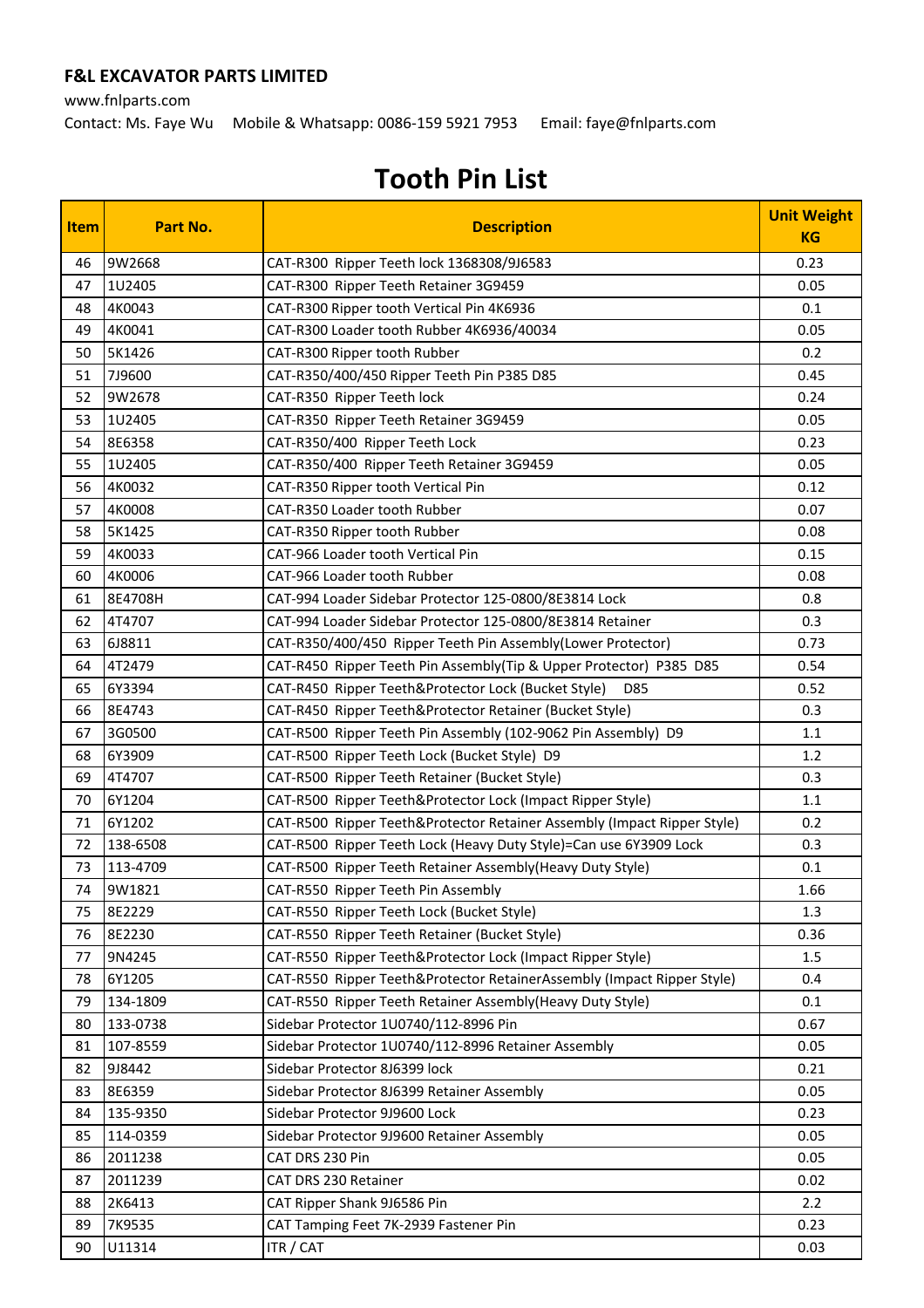**F&L EXCAVATOR PARTS LIMITED**

www.fnlparts.com

Contact: Ms. Faye Wu    Mobile & Whatsapp: 0086-159 5921 7953    Email: faye@fnlparts.com

# Tooth Pin List

| Item | Part No. | Description | Unit Weight KG |
|---|---|---|---|
| 46 | 9W2668 | CAT-R300 Ripper Teeth lock 1368308/9J6583 | 0.23 |
| 47 | 1U2405 | CAT-R300 Ripper Teeth Retainer 3G9459 | 0.05 |
| 48 | 4K0043 | CAT-R300 Ripper tooth Vertical Pin 4K6936 | 0.1 |
| 49 | 4K0041 | CAT-R300 Loader tooth Rubber 4K6936/40034 | 0.05 |
| 50 | 5K1426 | CAT-R300 Ripper tooth Rubber | 0.2 |
| 51 | 7J9600 | CAT-R350/400/450 Ripper Teeth Pin P385 D85 | 0.45 |
| 52 | 9W2678 | CAT-R350 Ripper Teeth lock | 0.24 |
| 53 | 1U2405 | CAT-R350 Ripper Teeth Retainer 3G9459 | 0.05 |
| 54 | 8E6358 | CAT-R350/400 Ripper Teeth Lock | 0.23 |
| 55 | 1U2405 | CAT-R350/400 Ripper Teeth Retainer 3G9459 | 0.05 |
| 56 | 4K0032 | CAT-R350 Ripper tooth Vertical Pin | 0.12 |
| 57 | 4K0008 | CAT-R350 Loader tooth Rubber | 0.07 |
| 58 | 5K1425 | CAT-R350 Ripper tooth Rubber | 0.08 |
| 59 | 4K0033 | CAT-966 Loader tooth Vertical Pin | 0.15 |
| 60 | 4K0006 | CAT-966 Loader tooth Rubber | 0.08 |
| 61 | 8E4708H | CAT-994 Loader Sidebar Protector 125-0800/8E3814 Lock | 0.8 |
| 62 | 4T4707 | CAT-994 Loader Sidebar Protector 125-0800/8E3814 Retainer | 0.3 |
| 63 | 6J8811 | CAT-R350/400/450 Ripper Teeth Pin Assembly(Lower Protector) | 0.73 |
| 64 | 4T2479 | CAT-R450 Ripper Teeth Pin Assembly(Tip & Upper Protector) P385 D85 | 0.54 |
| 65 | 6Y3394 | CAT-R450 Ripper Teeth&Protector Lock (Bucket Style) D85 | 0.52 |
| 66 | 8E4743 | CAT-R450 Ripper Teeth&Protector Retainer (Bucket Style) | 0.3 |
| 67 | 3G0500 | CAT-R500 Ripper Teeth Pin Assembly (102-9062 Pin Assembly) D9 | 1.1 |
| 68 | 6Y3909 | CAT-R500 Ripper Teeth Lock (Bucket Style) D9 | 1.2 |
| 69 | 4T4707 | CAT-R500 Ripper Teeth Retainer (Bucket Style) | 0.3 |
| 70 | 6Y1204 | CAT-R500 Ripper Teeth&Protector Lock (Impact Ripper Style) | 1.1 |
| 71 | 6Y1202 | CAT-R500 Ripper Teeth&Protector Retainer Assembly (Impact Ripper Style) | 0.2 |
| 72 | 138-6508 | CAT-R500 Ripper Teeth Lock (Heavy Duty Style)=Can use 6Y3909 Lock | 0.3 |
| 73 | 113-4709 | CAT-R500 Ripper Teeth Retainer Assembly(Heavy Duty Style) | 0.1 |
| 74 | 9W1821 | CAT-R550 Ripper Teeth Pin Assembly | 1.66 |
| 75 | 8E2229 | CAT-R550 Ripper Teeth Lock (Bucket Style) | 1.3 |
| 76 | 8E2230 | CAT-R550 Ripper Teeth Retainer (Bucket Style) | 0.36 |
| 77 | 9N4245 | CAT-R550 Ripper Teeth&Protector Lock (Impact Ripper Style) | 1.5 |
| 78 | 6Y1205 | CAT-R550 Ripper Teeth&Protector RetainerAssembly (Impact Ripper Style) | 0.4 |
| 79 | 134-1809 | CAT-R550 Ripper Teeth Retainer Assembly(Heavy Duty Style) | 0.1 |
| 80 | 133-0738 | Sidebar Protector 1U0740/112-8996 Pin | 0.67 |
| 81 | 107-8559 | Sidebar Protector 1U0740/112-8996 Retainer Assembly | 0.05 |
| 82 | 9J8442 | Sidebar Protector 8J6399 lock | 0.21 |
| 83 | 8E6359 | Sidebar Protector 8J6399 Retainer Assembly | 0.05 |
| 84 | 135-9350 | Sidebar Protector 9J9600 Lock | 0.23 |
| 85 | 114-0359 | Sidebar Protector 9J9600 Retainer Assembly | 0.05 |
| 86 | 2011238 | CAT DRS 230 Pin | 0.05 |
| 87 | 2011239 | CAT DRS 230 Retainer | 0.02 |
| 88 | 2K6413 | CAT Ripper Shank 9J6586 Pin | 2.2 |
| 89 | 7K9535 | CAT Tamping Feet 7K-2939 Fastener Pin | 0.23 |
| 90 | U11314 | ITR / CAT | 0.03 |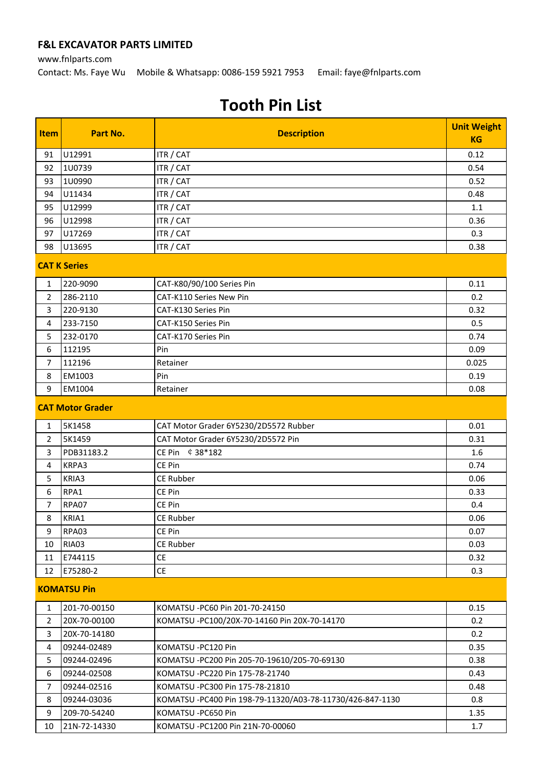**F&L EXCAVATOR PARTS LIMITED**

www.fnlparts.com

Contact: Ms. Faye Wu　Mobile & Whatsapp: 0086-159 5921 7953　Email: faye@fnlparts.com

# Tooth Pin List

| Item | Part No. | Description | Unit Weight KG |
|---|---|---|---|
| 91 | U12991 | ITR / CAT | 0.12 |
| 92 | 1U0739 | ITR / CAT | 0.54 |
| 93 | 1U0990 | ITR / CAT | 0.52 |
| 94 | U11434 | ITR / CAT | 0.48 |
| 95 | U12999 | ITR / CAT | 1.1 |
| 96 | U12998 | ITR / CAT | 0.36 |
| 97 | U17269 | ITR / CAT | 0.3 |
| 98 | U13695 | ITR / CAT | 0.38 |
| **CAT K Series** | | | |
| 1 | 220-9090 | CAT-K80/90/100 Series Pin | 0.11 |
| 2 | 286-2110 | CAT-K110 Series New Pin | 0.2 |
| 3 | 220-9130 | CAT-K130 Series Pin | 0.32 |
| 4 | 233-7150 | CAT-K150 Series Pin | 0.5 |
| 5 | 232-0170 | CAT-K170 Series Pin | 0.74 |
| 6 | 112195 | Pin | 0.09 |
| 7 | 112196 | Retainer | 0.025 |
| 8 | EM1003 | Pin | 0.19 |
| 9 | EM1004 | Retainer | 0.08 |
| **CAT Motor Grader** | | | |
| 1 | 5K1458 | CAT Motor Grader 6Y5230/2D5572 Rubber | 0.01 |
| 2 | 5K1459 | CAT Motor Grader 6Y5230/2D5572 Pin | 0.31 |
| 3 | PDB31183.2 | CE Pin ￠38*182 | 1.6 |
| 4 | KRPA3 | CE Pin | 0.74 |
| 5 | KRIA3 | CE Rubber | 0.06 |
| 6 | RPA1 | CE Pin | 0.33 |
| 7 | RPA07 | CE Pin | 0.4 |
| 8 | KRIA1 | CE Rubber | 0.06 |
| 9 | RPA03 | CE Pin | 0.07 |
| 10 | RIA03 | CE Rubber | 0.03 |
| 11 | E744115 | CE | 0.32 |
| 12 | E75280-2 | CE | 0.3 |
| **KOMATSU Pin** | | | |
| 1 | 201-70-00150 | KOMATSU -PC60 Pin 201-70-24150 | 0.15 |
| 2 | 20X-70-00100 | KOMATSU -PC100/20X-70-14160 Pin 20X-70-14170 | 0.2 |
| 3 | 20X-70-14180 | | 0.2 |
| 4 | 09244-02489 | KOMATSU -PC120 Pin | 0.35 |
| 5 | 09244-02496 | KOMATSU -PC200 Pin 205-70-19610/205-70-69130 | 0.38 |
| 6 | 09244-02508 | KOMATSU -PC220 Pin 175-78-21740 | 0.43 |
| 7 | 09244-02516 | KOMATSU -PC300 Pin 175-78-21810 | 0.48 |
| 8 | 09244-03036 | KOMATSU -PC400 Pin 198-79-11320/A03-78-11730/426-847-1130 | 0.8 |
| 9 | 209-70-54240 | KOMATSU -PC650 Pin | 1.35 |
| 10 | 21N-72-14330 | KOMATSU -PC1200 Pin 21N-70-00060 | 1.7 |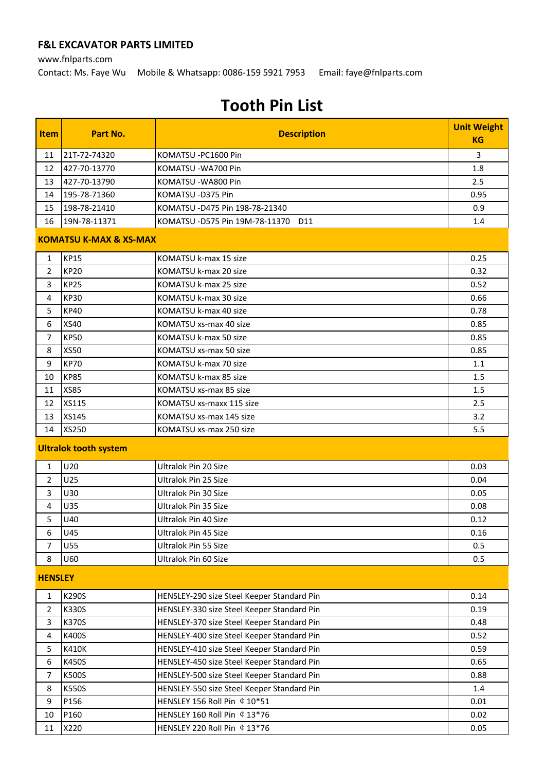**F&L EXCAVATOR PARTS LIMITED**

www.fnlparts.com

Contact: Ms. Faye Wu     Mobile & Whatsapp: 0086-159 5921 7953     Email: faye@fnlparts.com

# Tooth Pin List

| Item | Part No. | Description | Unit Weight KG |
|---|---|---|---|
| 11 | 21T-72-74320 | KOMATSU -PC1600 Pin | 3 |
| 12 | 427-70-13770 | KOMATSU -WA700 Pin | 1.8 |
| 13 | 427-70-13790 | KOMATSU -WA800 Pin | 2.5 |
| 14 | 195-78-71360 | KOMATSU -D375 Pin | 0.95 |
| 15 | 198-78-21410 | KOMATSU -D475 Pin 198-78-21340 | 0.9 |
| 16 | 19N-78-11371 | KOMATSU -D575 Pin 19M-78-11370   D11 | 1.4 |
| **KOMATSU K-MAX & XS-MAX** | | | |
| 1 | KP15 | KOMATSU k-max 15 size | 0.25 |
| 2 | KP20 | KOMATSU k-max 20 size | 0.32 |
| 3 | KP25 | KOMATSU k-max 25 size | 0.52 |
| 4 | KP30 | KOMATSU k-max 30 size | 0.66 |
| 5 | KP40 | KOMATSU k-max 40 size | 0.78 |
| 6 | XS40 | KOMATSU xs-max 40 size | 0.85 |
| 7 | KP50 | KOMATSU k-max 50 size | 0.85 |
| 8 | XS50 | KOMATSU xs-max 50 size | 0.85 |
| 9 | KP70 | KOMATSU k-max 70 size | 1.1 |
| 10 | KP85 | KOMATSU k-max 85 size | 1.5 |
| 11 | XS85 | KOMATSU xs-max 85 size | 1.5 |
| 12 | XS115 | KOMATSU xs-maxx 115 size | 2.5 |
| 13 | XS145 | KOMATSU xs-max 145 size | 3.2 |
| 14 | XS250 | KOMATSU xs-max 250 size | 5.5 |
| **Ultralok tooth system** | | | |
| 1 | U20 | Ultralok Pin 20 Size | 0.03 |
| 2 | U25 | Ultralok Pin 25 Size | 0.04 |
| 3 | U30 | Ultralok Pin 30 Size | 0.05 |
| 4 | U35 | Ultralok Pin 35 Size | 0.08 |
| 5 | U40 | Ultralok Pin 40 Size | 0.12 |
| 6 | U45 | Ultralok Pin 45 Size | 0.16 |
| 7 | U55 | Ultralok Pin 55 Size | 0.5 |
| 8 | U60 | Ultralok Pin 60 Size | 0.5 |
| **HENSLEY** | | | |
| 1 | K290S | HENSLEY-290 size Steel Keeper Standard Pin | 0.14 |
| 2 | K330S | HENSLEY-330 size Steel Keeper Standard Pin | 0.19 |
| 3 | K370S | HENSLEY-370 size Steel Keeper Standard Pin | 0.48 |
| 4 | K400S | HENSLEY-400 size Steel Keeper Standard Pin | 0.52 |
| 5 | K410K | HENSLEY-410 size Steel Keeper Standard Pin | 0.59 |
| 6 | K450S | HENSLEY-450 size Steel Keeper Standard Pin | 0.65 |
| 7 | K500S | HENSLEY-500 size Steel Keeper Standard Pin | 0.88 |
| 8 | K550S | HENSLEY-550 size Steel Keeper Standard Pin | 1.4 |
| 9 | P156 | HENSLEY 156 Roll Pin ¢ 10*51 | 0.01 |
| 10 | P160 | HENSLEY 160 Roll Pin ¢ 13*76 | 0.02 |
| 11 | X220 | HENSLEY 220 Roll Pin ¢ 13*76 | 0.05 |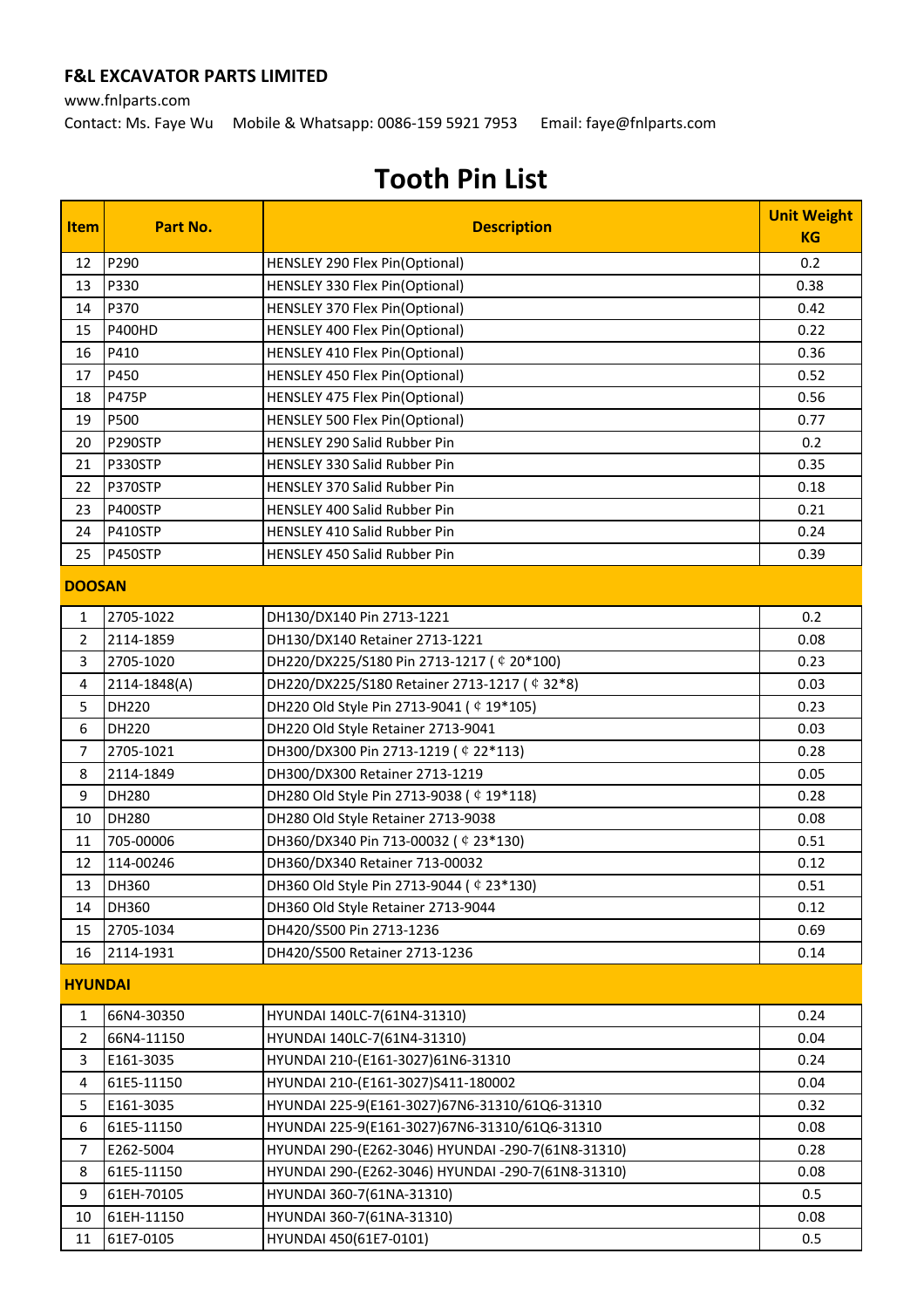**F&L EXCAVATOR PARTS LIMITED**

www.fnlparts.com

Contact: Ms. Faye Wu  Mobile & Whatsapp: 0086-159 5921 7953  Email: faye@fnlparts.com

# Tooth Pin List

| Item | Part No. | Description | Unit Weight KG |
|---|---|---|---|
| 12 | P290 | HENSLEY 290 Flex Pin(Optional) | 0.2 |
| 13 | P330 | HENSLEY 330 Flex Pin(Optional) | 0.38 |
| 14 | P370 | HENSLEY 370 Flex Pin(Optional) | 0.42 |
| 15 | P400HD | HENSLEY 400 Flex Pin(Optional) | 0.22 |
| 16 | P410 | HENSLEY 410 Flex Pin(Optional) | 0.36 |
| 17 | P450 | HENSLEY 450 Flex Pin(Optional) | 0.52 |
| 18 | P475P | HENSLEY 475 Flex Pin(Optional) | 0.56 |
| 19 | P500 | HENSLEY 500 Flex Pin(Optional) | 0.77 |
| 20 | P290STP | HENSLEY 290 Salid Rubber Pin | 0.2 |
| 21 | P330STP | HENSLEY 330 Salid Rubber Pin | 0.35 |
| 22 | P370STP | HENSLEY 370 Salid Rubber Pin | 0.18 |
| 23 | P400STP | HENSLEY 400 Salid Rubber Pin | 0.21 |
| 24 | P410STP | HENSLEY 410 Salid Rubber Pin | 0.24 |
| 25 | P450STP | HENSLEY 450 Salid Rubber Pin | 0.39 |
| **DOOSAN** | | | |
| 1 | 2705-1022 | DH130/DX140 Pin 2713-1221 | 0.2 |
| 2 | 2114-1859 | DH130/DX140 Retainer 2713-1221 | 0.08 |
| 3 | 2705-1020 | DH220/DX225/S180 Pin 2713-1217 ( ¢ 20*100) | 0.23 |
| 4 | 2114-1848(A) | DH220/DX225/S180 Retainer 2713-1217 ( ¢ 32*8) | 0.03 |
| 5 | DH220 | DH220 Old Style Pin 2713-9041 ( ¢ 19*105) | 0.23 |
| 6 | DH220 | DH220 Old Style Retainer 2713-9041 | 0.03 |
| 7 | 2705-1021 | DH300/DX300 Pin 2713-1219 ( ¢ 22*113) | 0.28 |
| 8 | 2114-1849 | DH300/DX300 Retainer 2713-1219 | 0.05 |
| 9 | DH280 | DH280 Old Style Pin 2713-9038 ( ¢ 19*118) | 0.28 |
| 10 | DH280 | DH280 Old Style Retainer 2713-9038 | 0.08 |
| 11 | 705-00006 | DH360/DX340 Pin 713-00032 ( ¢ 23*130) | 0.51 |
| 12 | 114-00246 | DH360/DX340 Retainer 713-00032 | 0.12 |
| 13 | DH360 | DH360 Old Style Pin 2713-9044 ( ¢ 23*130) | 0.51 |
| 14 | DH360 | DH360 Old Style Retainer 2713-9044 | 0.12 |
| 15 | 2705-1034 | DH420/S500 Pin 2713-1236 | 0.69 |
| 16 | 2114-1931 | DH420/S500 Retainer 2713-1236 | 0.14 |
| **HYUNDAI** | | | |
| 1 | 66N4-30350 | HYUNDAI 140LC-7(61N4-31310) | 0.24 |
| 2 | 66N4-11150 | HYUNDAI 140LC-7(61N4-31310) | 0.04 |
| 3 | E161-3035 | HYUNDAI 210-(E161-3027)61N6-31310 | 0.24 |
| 4 | 61E5-11150 | HYUNDAI 210-(E161-3027)S411-180002 | 0.04 |
| 5 | E161-3035 | HYUNDAI 225-9(E161-3027)67N6-31310/61Q6-31310 | 0.32 |
| 6 | 61E5-11150 | HYUNDAI 225-9(E161-3027)67N6-31310/61Q6-31310 | 0.08 |
| 7 | E262-5004 | HYUNDAI 290-(E262-3046) HYUNDAI -290-7(61N8-31310) | 0.28 |
| 8 | 61E5-11150 | HYUNDAI 290-(E262-3046) HYUNDAI -290-7(61N8-31310) | 0.08 |
| 9 | 61EH-70105 | HYUNDAI 360-7(61NA-31310) | 0.5 |
| 10 | 61EH-11150 | HYUNDAI 360-7(61NA-31310) | 0.08 |
| 11 | 61E7-0105 | HYUNDAI 450(61E7-0101) | 0.5 |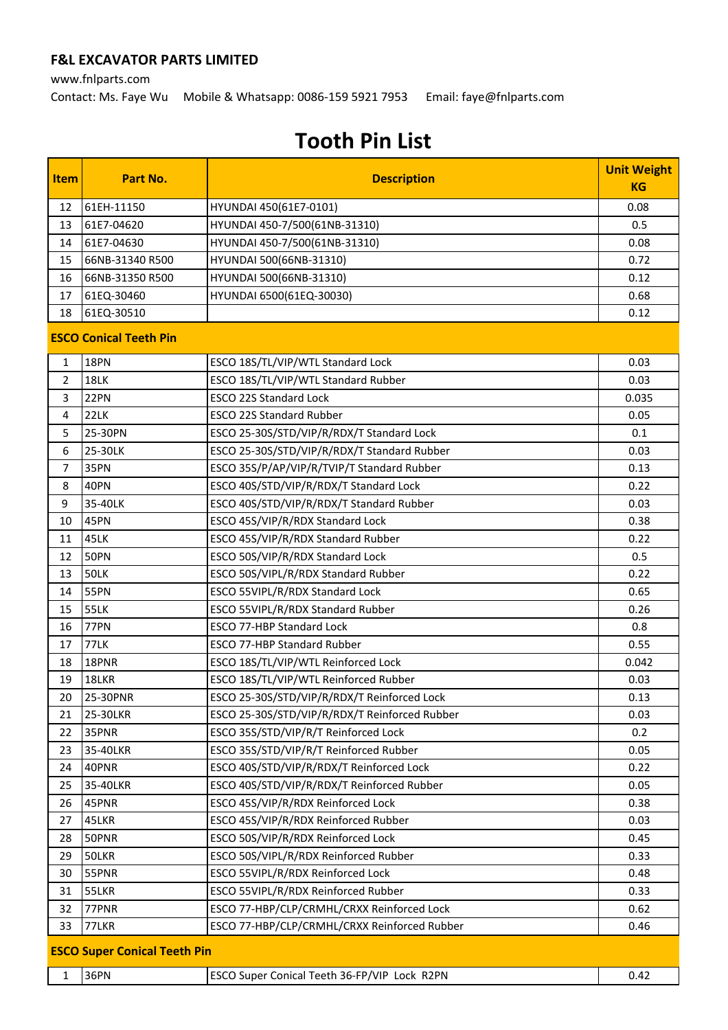**F&L EXCAVATOR PARTS LIMITED**

www.fnlparts.com

Contact: Ms. Faye Wu Mobile & Whatsapp: 0086-159 5921 7953 Email: faye@fnlparts.com

# Tooth Pin List

| Item | Part No. | Description | Unit Weight KG |
|---|---|---|---|
| 12 | 61EH-11150 | HYUNDAI 450(61E7-0101) | 0.08 |
| 13 | 61E7-04620 | HYUNDAI 450-7/500(61NB-31310) | 0.5 |
| 14 | 61E7-04630 | HYUNDAI 450-7/500(61NB-31310) | 0.08 |
| 15 | 66NB-31340 R500 | HYUNDAI 500(66NB-31310) | 0.72 |
| 16 | 66NB-31350 R500 | HYUNDAI 500(66NB-31310) | 0.12 |
| 17 | 61EQ-30460 | HYUNDAI 6500(61EQ-30030) | 0.68 |
| 18 | 61EQ-30510 | | 0.12 |
| **ESCO Conical Teeth Pin** | | | |
| 1 | 18PN | ESCO 18S/TL/VIP/WTL Standard Lock | 0.03 |
| 2 | 18LK | ESCO 18S/TL/VIP/WTL Standard Rubber | 0.03 |
| 3 | 22PN | ESCO 22S Standard Lock | 0.035 |
| 4 | 22LK | ESCO 22S Standard Rubber | 0.05 |
| 5 | 25-30PN | ESCO 25-30S/STD/VIP/R/RDX/T Standard Lock | 0.1 |
| 6 | 25-30LK | ESCO 25-30S/STD/VIP/R/RDX/T Standard Rubber | 0.03 |
| 7 | 35PN | ESCO 35S/P/AP/VIP/R/TVIP/T Standard Rubber | 0.13 |
| 8 | 40PN | ESCO 40S/STD/VIP/R/RDX/T Standard Lock | 0.22 |
| 9 | 35-40LK | ESCO 40S/STD/VIP/R/RDX/T Standard Rubber | 0.03 |
| 10 | 45PN | ESCO 45S/VIP/R/RDX Standard Lock | 0.38 |
| 11 | 45LK | ESCO 45S/VIP/R/RDX Standard Rubber | 0.22 |
| 12 | 50PN | ESCO 50S/VIP/R/RDX Standard Lock | 0.5 |
| 13 | 50LK | ESCO 50S/VIPL/R/RDX Standard Rubber | 0.22 |
| 14 | 55PN | ESCO 55VIPL/R/RDX Standard Lock | 0.65 |
| 15 | 55LK | ESCO 55VIPL/R/RDX Standard Rubber | 0.26 |
| 16 | 77PN | ESCO 77-HBP Standard Lock | 0.8 |
| 17 | 77LK | ESCO 77-HBP Standard Rubber | 0.55 |
| 18 | 18PNR | ESCO 18S/TL/VIP/WTL Reinforced Lock | 0.042 |
| 19 | 18LKR | ESCO 18S/TL/VIP/WTL Reinforced Rubber | 0.03 |
| 20 | 25-30PNR | ESCO 25-30S/STD/VIP/R/RDX/T Reinforced Lock | 0.13 |
| 21 | 25-30LKR | ESCO 25-30S/STD/VIP/R/RDX/T Reinforced Rubber | 0.03 |
| 22 | 35PNR | ESCO 35S/STD/VIP/R/T Reinforced Lock | 0.2 |
| 23 | 35-40LKR | ESCO 35S/STD/VIP/R/T Reinforced Rubber | 0.05 |
| 24 | 40PNR | ESCO 40S/STD/VIP/R/RDX/T Reinforced Lock | 0.22 |
| 25 | 35-40LKR | ESCO 40S/STD/VIP/R/RDX/T Reinforced Rubber | 0.05 |
| 26 | 45PNR | ESCO 45S/VIP/R/RDX Reinforced Lock | 0.38 |
| 27 | 45LKR | ESCO 45S/VIP/R/RDX Reinforced Rubber | 0.03 |
| 28 | 50PNR | ESCO 50S/VIP/R/RDX Reinforced Lock | 0.45 |
| 29 | 50LKR | ESCO 50S/VIPL/R/RDX Reinforced Rubber | 0.33 |
| 30 | 55PNR | ESCO 55VIPL/R/RDX Reinforced Lock | 0.48 |
| 31 | 55LKR | ESCO 55VIPL/R/RDX Reinforced Rubber | 0.33 |
| 32 | 77PNR | ESCO 77-HBP/CLP/CRMHL/CRXX Reinforced Lock | 0.62 |
| 33 | 77LKR | ESCO 77-HBP/CLP/CRMHL/CRXX Reinforced Rubber | 0.46 |
| **ESCO Super Conical Teeth Pin** | | | |
| 1 | 36PN | ESCO Super Conical Teeth 36-FP/VIP Lock R2PN | 0.42 |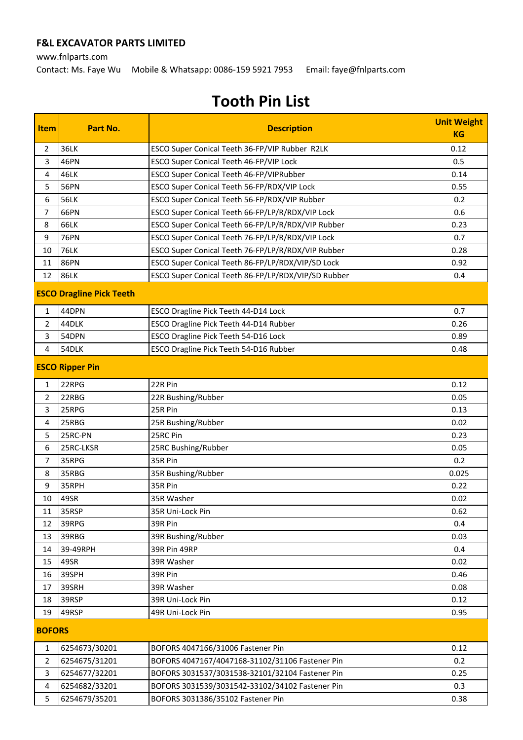**F&L EXCAVATOR PARTS LIMITED**

www.fnlparts.com

Contact: Ms. Faye Wu Mobile & Whatsapp: 0086-159 5921 7953 Email: faye@fnlparts.com

# Tooth Pin List

| Item | Part No. | Description | Unit Weight KG |
|---|---|---|---|
| 2 | 36LK | ESCO Super Conical Teeth 36-FP/VIP Rubber R2LK | 0.12 |
| 3 | 46PN | ESCO Super Conical Teeth 46-FP/VIP Lock | 0.5 |
| 4 | 46LK | ESCO Super Conical Teeth 46-FP/VIPRubber | 0.14 |
| 5 | 56PN | ESCO Super Conical Teeth 56-FP/RDX/VIP Lock | 0.55 |
| 6 | 56LK | ESCO Super Conical Teeth 56-FP/RDX/VIP Rubber | 0.2 |
| 7 | 66PN | ESCO Super Conical Teeth 66-FP/LP/R/RDX/VIP Lock | 0.6 |
| 8 | 66LK | ESCO Super Conical Teeth 66-FP/LP/R/RDX/VIP Rubber | 0.23 |
| 9 | 76PN | ESCO Super Conical Teeth 76-FP/LP/R/RDX/VIP Lock | 0.7 |
| 10 | 76LK | ESCO Super Conical Teeth 76-FP/LP/R/RDX/VIP Rubber | 0.28 |
| 11 | 86PN | ESCO Super Conical Teeth 86-FP/LP/RDX/VIP/SD Lock | 0.92 |
| 12 | 86LK | ESCO Super Conical Teeth 86-FP/LP/RDX/VIP/SD Rubber | 0.4 |
| **ESCO Dragline Pick Teeth** | | | |
| 1 | 44DPN | ESCO Dragline Pick Teeth 44-D14 Lock | 0.7 |
| 2 | 44DLK | ESCO Dragline Pick Teeth 44-D14 Rubber | 0.26 |
| 3 | 54DPN | ESCO Dragline Pick Teeth 54-D16 Lock | 0.89 |
| 4 | 54DLK | ESCO Dragline Pick Teeth 54-D16 Rubber | 0.48 |
| **ESCO Ripper Pin** | | | |
| 1 | 22RPG | 22R Pin | 0.12 |
| 2 | 22RBG | 22R Bushing/Rubber | 0.05 |
| 3 | 25RPG | 25R Pin | 0.13 |
| 4 | 25RBG | 25R Bushing/Rubber | 0.02 |
| 5 | 25RC-PN | 25RC Pin | 0.23 |
| 6 | 25RC-LKSR | 25RC Bushing/Rubber | 0.05 |
| 7 | 35RPG | 35R Pin | 0.2 |
| 8 | 35RBG | 35R Bushing/Rubber | 0.025 |
| 9 | 35RPH | 35R Pin | 0.22 |
| 10 | 49SR | 35R Washer | 0.02 |
| 11 | 35RSP | 35R Uni-Lock Pin | 0.62 |
| 12 | 39RPG | 39R Pin | 0.4 |
| 13 | 39RBG | 39R Bushing/Rubber | 0.03 |
| 14 | 39-49RPH | 39R Pin 49RP | 0.4 |
| 15 | 49SR | 39R Washer | 0.02 |
| 16 | 39SPH | 39R Pin | 0.46 |
| 17 | 39SRH | 39R Washer | 0.08 |
| 18 | 39RSP | 39R Uni-Lock Pin | 0.12 |
| 19 | 49RSP | 49R Uni-Lock Pin | 0.95 |
| **BOFORS** | | | |
| 1 | 6254673/30201 | BOFORS 4047166/31006 Fastener Pin | 0.12 |
| 2 | 6254675/31201 | BOFORS 4047167/4047168-31102/31106 Fastener Pin | 0.2 |
| 3 | 6254677/32201 | BOFORS 3031537/3031538-32101/32104 Fastener Pin | 0.25 |
| 4 | 6254682/33201 | BOFORS 3031539/3031542-33102/34102 Fastener Pin | 0.3 |
| 5 | 6254679/35201 | BOFORS 3031386/35102 Fastener Pin | 0.38 |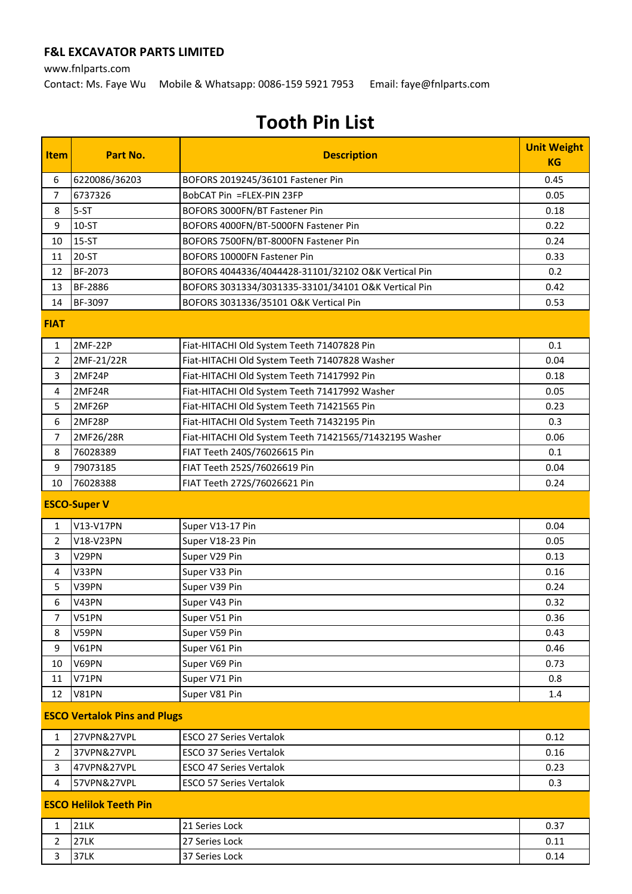**F&L EXCAVATOR PARTS LIMITED**

www.fnlparts.com

Contact: Ms. Faye Wu  Mobile & Whatsapp: 0086-159 5921 7953  Email: faye@fnlparts.com

# Tooth Pin List

| Item | Part No. | Description | Unit Weight KG |
|---|---|---|---|
| 6 | 6220086/36203 | BOFORS 2019245/36101 Fastener Pin | 0.45 |
| 7 | 6737326 | BobCAT Pin =FLEX-PIN 23FP | 0.05 |
| 8 | 5-ST | BOFORS 3000FN/BT Fastener Pin | 0.18 |
| 9 | 10-ST | BOFORS 4000FN/BT-5000FN Fastener Pin | 0.22 |
| 10 | 15-ST | BOFORS 7500FN/BT-8000FN Fastener Pin | 0.24 |
| 11 | 20-ST | BOFORS 10000FN Fastener Pin | 0.33 |
| 12 | BF-2073 | BOFORS 4044336/4044428-31101/32102 O&K Vertical Pin | 0.2 |
| 13 | BF-2886 | BOFORS 3031334/3031335-33101/34101 O&K Vertical Pin | 0.42 |
| 14 | BF-3097 | BOFORS 3031336/35101 O&K Vertical Pin | 0.53 |
| **FIAT** | | | |
| 1 | 2MF-22P | Fiat-HITACHI Old System Teeth 71407828 Pin | 0.1 |
| 2 | 2MF-21/22R | Fiat-HITACHI Old System Teeth 71407828 Washer | 0.04 |
| 3 | 2MF24P | Fiat-HITACHI Old System Teeth 71417992 Pin | 0.18 |
| 4 | 2MF24R | Fiat-HITACHI Old System Teeth 71417992 Washer | 0.05 |
| 5 | 2MF26P | Fiat-HITACHI Old System Teeth 71421565 Pin | 0.23 |
| 6 | 2MF28P | Fiat-HITACHI Old System Teeth 71432195 Pin | 0.3 |
| 7 | 2MF26/28R | Fiat-HITACHI Old System Teeth 71421565/71432195 Washer | 0.06 |
| 8 | 76028389 | FIAT Teeth 240S/76026615 Pin | 0.1 |
| 9 | 79073185 | FIAT Teeth 252S/76026619 Pin | 0.04 |
| 10 | 76028388 | FIAT Teeth 272S/76026621 Pin | 0.24 |
| **ESCO-Super V** | | | |
| 1 | V13-V17PN | Super V13-17 Pin | 0.04 |
| 2 | V18-V23PN | Super V18-23 Pin | 0.05 |
| 3 | V29PN | Super V29 Pin | 0.13 |
| 4 | V33PN | Super V33 Pin | 0.16 |
| 5 | V39PN | Super V39 Pin | 0.24 |
| 6 | V43PN | Super V43 Pin | 0.32 |
| 7 | V51PN | Super V51 Pin | 0.36 |
| 8 | V59PN | Super V59 Pin | 0.43 |
| 9 | V61PN | Super V61 Pin | 0.46 |
| 10 | V69PN | Super V69 Pin | 0.73 |
| 11 | V71PN | Super V71 Pin | 0.8 |
| 12 | V81PN | Super V81 Pin | 1.4 |
| **ESCO Vertalok Pins and Plugs** | | | |
| 1 | 27VPN&27VPL | ESCO 27 Series Vertalok | 0.12 |
| 2 | 37VPN&27VPL | ESCO 37 Series Vertalok | 0.16 |
| 3 | 47VPN&27VPL | ESCO 47 Series Vertalok | 0.23 |
| 4 | 57VPN&27VPL | ESCO 57 Series Vertalok | 0.3 |
| **ESCO Helilok Teeth Pin** | | | |
| 1 | 21LK | 21 Series Lock | 0.37 |
| 2 | 27LK | 27 Series Lock | 0.11 |
| 3 | 37LK | 37 Series Lock | 0.14 |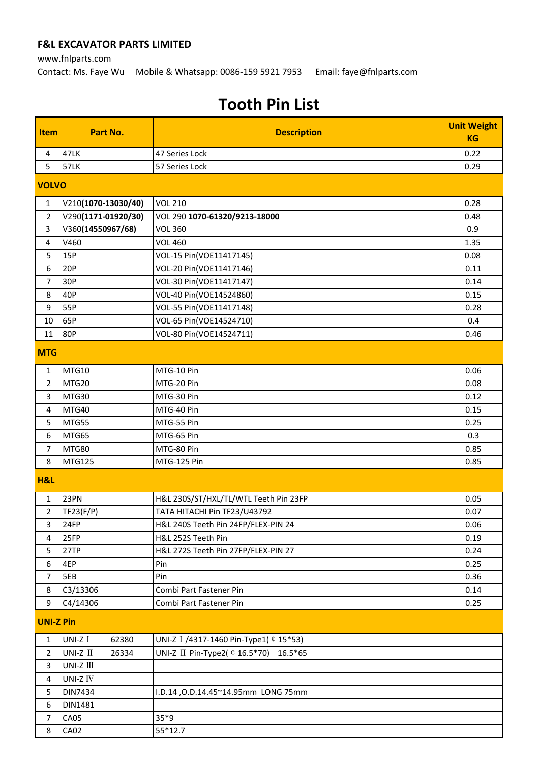**F&L EXCAVATOR PARTS LIMITED**

www.fnlparts.com

Contact: Ms. Faye Wu    Mobile & Whatsapp: 0086-159 5921 7953    Email: faye@fnlparts.com

# Tooth Pin List

| Item | Part No. | Description | Unit Weight KG |
|---|---|---|---|
| 4 | 47LK | 47 Series Lock | 0.22 |
| 5 | 57LK | 57 Series Lock | 0.29 |
| **VOLVO** | | | |
| 1 | V210(**1070-13030/40**) | VOL 210 | 0.28 |
| 2 | V290(**1171-01920/30**) | VOL 290 **1070-61320/9213-18000** | 0.48 |
| 3 | V360(**14550967/68**) | VOL 360 | 0.9 |
| 4 | V460 | VOL 460 | 1.35 |
| 5 | 15P | VOL-15 Pin(VOE11417145) | 0.08 |
| 6 | 20P | VOL-20 Pin(VOE11417146) | 0.11 |
| 7 | 30P | VOL-30 Pin(VOE11417147) | 0.14 |
| 8 | 40P | VOL-40 Pin(VOE14524860) | 0.15 |
| 9 | 55P | VOL-55 Pin(VOE11417148) | 0.28 |
| 10 | 65P | VOL-65 Pin(VOE14524710) | 0.4 |
| 11 | 80P | VOL-80 Pin(VOE14524711) | 0.46 |
| **MTG** | | | |
| 1 | MTG10 | MTG-10 Pin | 0.06 |
| 2 | MTG20 | MTG-20 Pin | 0.08 |
| 3 | MTG30 | MTG-30 Pin | 0.12 |
| 4 | MTG40 | MTG-40 Pin | 0.15 |
| 5 | MTG55 | MTG-55 Pin | 0.25 |
| 6 | MTG65 | MTG-65 Pin | 0.3 |
| 7 | MTG80 | MTG-80 Pin | 0.85 |
| 8 | MTG125 | MTG-125 Pin | 0.85 |
| **H&L** | | | |
| 1 | 23PN | H&L 230S/ST/HXL/TL/WTL Teeth Pin 23FP | 0.05 |
| 2 | TF23(F/P) | TATA HITACHI Pin TF23/U43792 | 0.07 |
| 3 | 24FP | H&L 240S Teeth Pin 24FP/FLEX-PIN 24 | 0.06 |
| 4 | 25FP | H&L 252S Teeth Pin | 0.19 |
| 5 | 27TP | H&L 272S Teeth Pin 27FP/FLEX-PIN 27 | 0.24 |
| 6 | 4EP | Pin | 0.25 |
| 7 | 5EB | Pin | 0.36 |
| 8 | C3/13306 | Combi Part Fastener Pin | 0.14 |
| 9 | C4/14306 | Combi Part Fastener Pin | 0.25 |
| **UNI-Z Pin** | | | |
| 1 | UNI-Z Ⅰ 62380 | UNI-Z Ⅰ /4317-1460 Pin-Type1( ¢ 15*53) | |
| 2 | UNI-Z Ⅱ 26334 | UNI-Z Ⅱ Pin-Type2( ¢ 16.5*70) 16.5*65 | |
| 3 | UNI-Z Ⅲ | | |
| 4 | UNI-Z Ⅳ | | |
| 5 | DIN7434 | I.D.14 ,O.D.14.45~14.95mm LONG 75mm | |
| 6 | DIN1481 | | |
| 7 | CA05 | 35*9 | |
| 8 | CA02 | 55*12.7 | |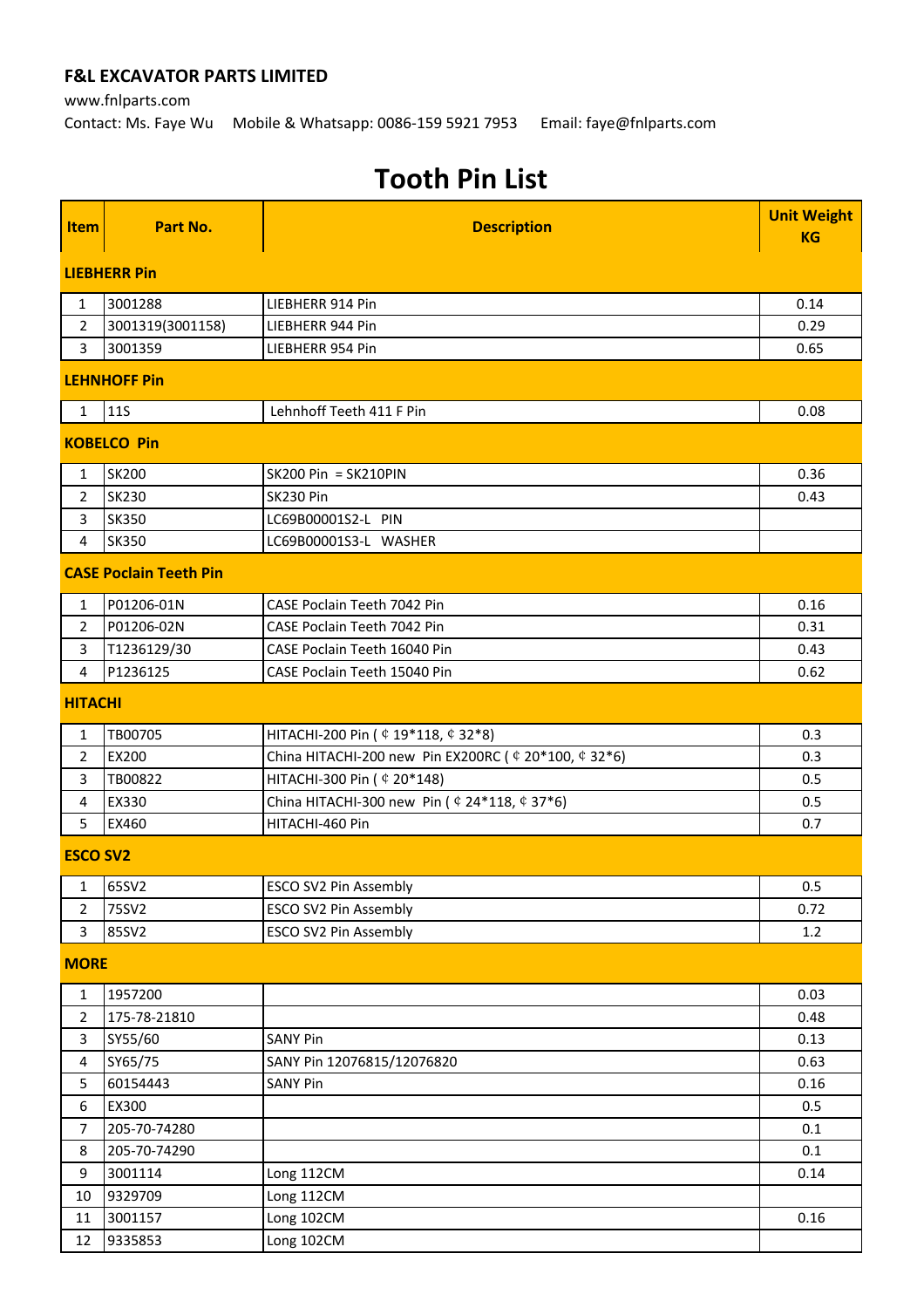**F&L EXCAVATOR PARTS LIMITED**

www.fnlparts.com

Contact: Ms. Faye Wu　Mobile & Whatsapp: 0086-159 5921 7953　Email: faye@fnlparts.com

# Tooth Pin List

| Item | Part No. | Description | Unit Weight KG |
|---|---|---|---|
| **LIEBHERR Pin** | | | |
| 1 | 3001288 | LIEBHERR 914 Pin | 0.14 |
| 2 | 3001319(3001158) | LIEBHERR 944 Pin | 0.29 |
| 3 | 3001359 | LIEBHERR 954 Pin | 0.65 |
| **LEHNHOFF Pin** | | | |
| 1 | 11S | Lehnhoff Teeth 411 F Pin | 0.08 |
| **KOBELCO Pin** | | | |
| 1 | SK200 | SK200 Pin = SK210PIN | 0.36 |
| 2 | SK230 | SK230 Pin | 0.43 |
| 3 | SK350 | LC69B00001S2-L PIN | |
| 4 | SK350 | LC69B00001S3-L WASHER | |
| **CASE Poclain Teeth Pin** | | | |
| 1 | P01206-01N | CASE Poclain Teeth 7042 Pin | 0.16 |
| 2 | P01206-02N | CASE Poclain Teeth 7042 Pin | 0.31 |
| 3 | T1236129/30 | CASE Poclain Teeth 16040 Pin | 0.43 |
| 4 | P1236125 | CASE Poclain Teeth 15040 Pin | 0.62 |
| **HITACHI** | | | |
| 1 | TB00705 | HITACHI-200 Pin ( ¢ 19*118, ¢ 32*8) | 0.3 |
| 2 | EX200 | China HITACHI-200 new Pin EX200RC ( ¢ 20*100, ¢ 32*6) | 0.3 |
| 3 | TB00822 | HITACHI-300 Pin ( ¢ 20*148) | 0.5 |
| 4 | EX330 | China HITACHI-300 new Pin ( ¢ 24*118, ¢ 37*6) | 0.5 |
| 5 | EX460 | HITACHI-460 Pin | 0.7 |
| **ESCO SV2** | | | |
| 1 | 65SV2 | ESCO SV2 Pin Assembly | 0.5 |
| 2 | 75SV2 | ESCO SV2 Pin Assembly | 0.72 |
| 3 | 85SV2 | ESCO SV2 Pin Assembly | 1.2 |
| **MORE** | | | |
| 1 | 1957200 | | 0.03 |
| 2 | 175-78-21810 | | 0.48 |
| 3 | SY55/60 | SANY Pin | 0.13 |
| 4 | SY65/75 | SANY Pin 12076815/12076820 | 0.63 |
| 5 | 60154443 | SANY Pin | 0.16 |
| 6 | EX300 | | 0.5 |
| 7 | 205-70-74280 | | 0.1 |
| 8 | 205-70-74290 | | 0.1 |
| 9 | 3001114 | Long 112CM | 0.14 |
| 10 | 9329709 | Long 112CM | |
| 11 | 3001157 | Long 102CM | 0.16 |
| 12 | 9335853 | Long 102CM | |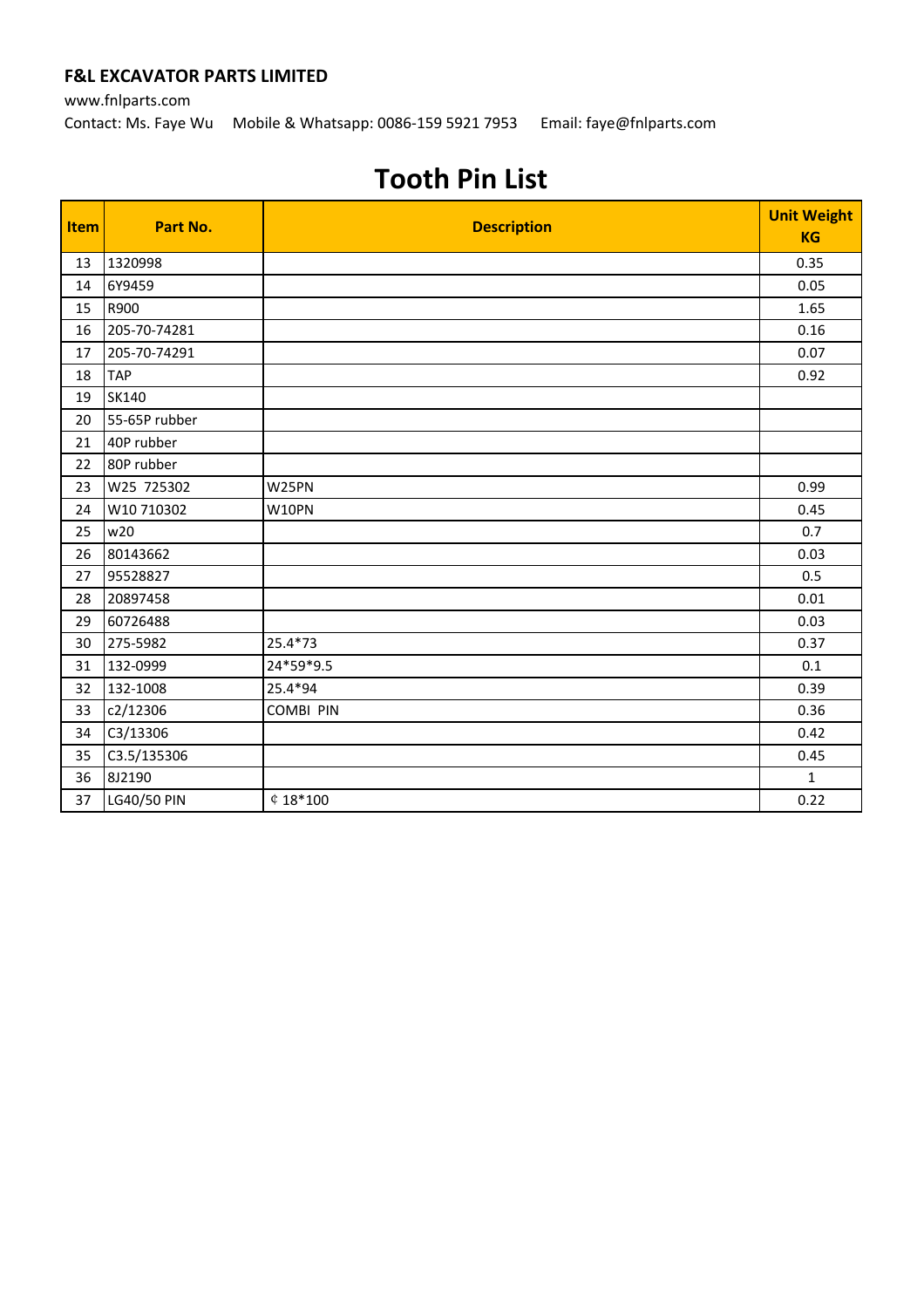**F&L EXCAVATOR PARTS LIMITED**

www.fnlparts.com

Contact: Ms. Faye Wu  Mobile & Whatsapp: 0086-159 5921 7953  Email: faye@fnlparts.com

# Tooth Pin List

| Item | Part No. | Description | Unit Weight KG |
|---|---|---|---|
| 13 | 1320998 | | 0.35 |
| 14 | 6Y9459 | | 0.05 |
| 15 | R900 | | 1.65 |
| 16 | 205-70-74281 | | 0.16 |
| 17 | 205-70-74291 | | 0.07 |
| 18 | TAP | | 0.92 |
| 19 | SK140 | | |
| 20 | 55-65P rubber | | |
| 21 | 40P rubber | | |
| 22 | 80P rubber | | |
| 23 | W25 725302 | W25PN | 0.99 |
| 24 | W10 710302 | W10PN | 0.45 |
| 25 | w20 | | 0.7 |
| 26 | 80143662 | | 0.03 |
| 27 | 95528827 | | 0.5 |
| 28 | 20897458 | | 0.01 |
| 29 | 60726488 | | 0.03 |
| 30 | 275-5982 | 25.4*73 | 0.37 |
| 31 | 132-0999 | 24*59*9.5 | 0.1 |
| 32 | 132-1008 | 25.4*94 | 0.39 |
| 33 | c2/12306 | COMBI PIN | 0.36 |
| 34 | C3/13306 | | 0.42 |
| 35 | C3.5/135306 | | 0.45 |
| 36 | 8J2190 | | 1 |
| 37 | LG40/50 PIN | ¢ 18*100 | 0.22 |